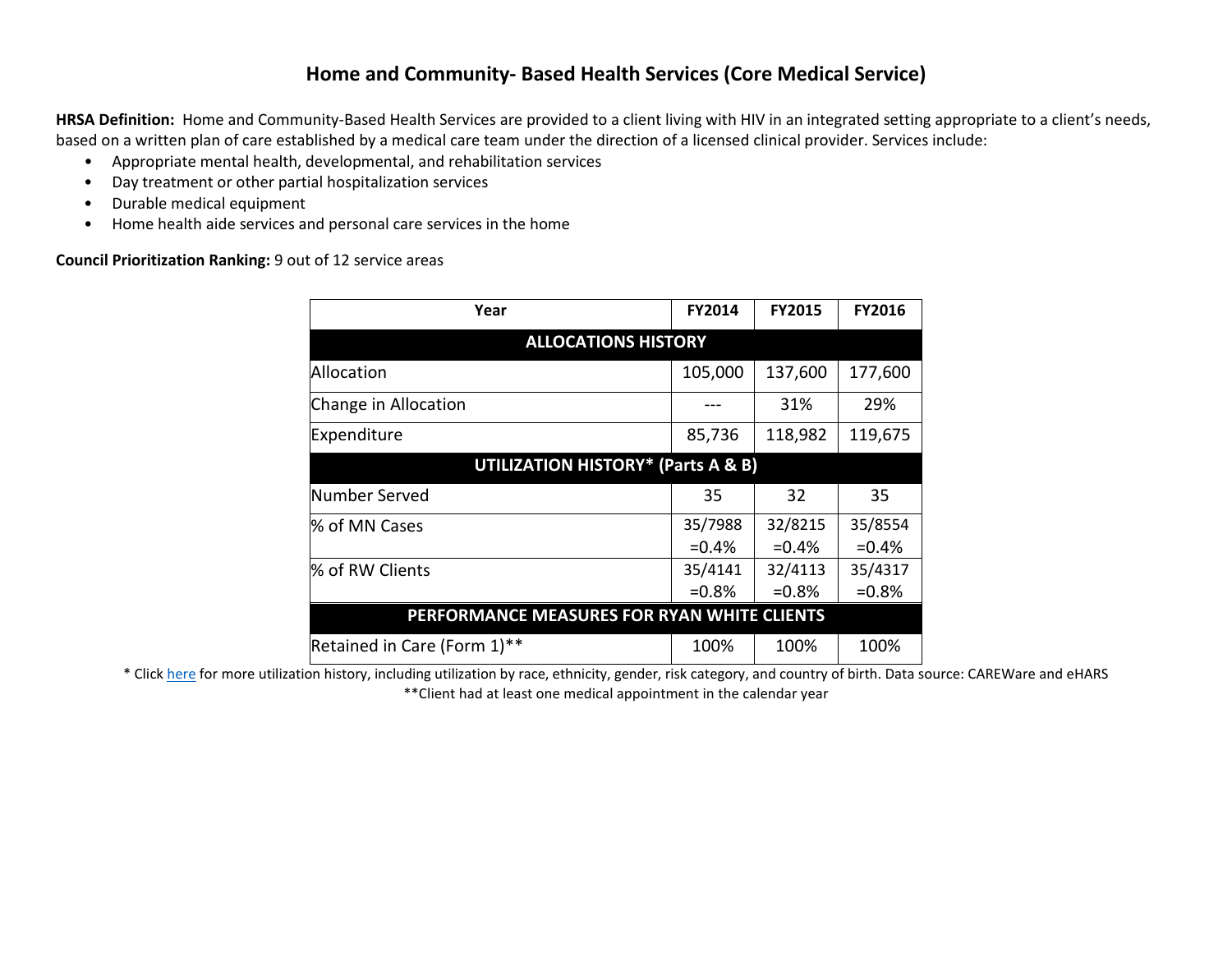# Home and Community- Based Health Services (Core Medical Service)

**HRSA Definition:** Home and Community-Based Health Services are provided to a client living with HIV in an integrated setting appropriate to a client's needs, based on a written plan of care established by a medical care team under the direction of a licensed clinical provider. Services include:

- Appropriate mental health, developmental, and rehabilitation services
- Day treatment or other partial hospitalization services
- Durable medical equipment
- Home health aide services and personal care services in the home

**Council Prioritization Ranking:** 9 out of 12 service areas

| Year | FY2014 | FY2015 | FY2016 |
|---|---|---|---|
| **ALLOCATIONS HISTORY** | | | |
| Allocation | 105,000 | 137,600 | 177,600 |
| Change in Allocation | --- | 31% | 29% |
| Expenditure | 85,736 | 118,982 | 119,675 |
| **UTILIZATION HISTORY* (Parts A & B)** | | | |
| Number Served | 35 | 32 | 35 |
| % of MN Cases | 35/7988 =0.4% | 32/8215 =0.4% | 35/8554 =0.4% |
| % of RW Clients | 35/4141 =0.8% | 32/4113 =0.8% | 35/4317 =0.8% |
| **PERFORMANCE MEASURES FOR RYAN WHITE CLIENTS** | | | |
| Retained in Care (Form 1)** | 100% | 100% | 100% |

* Click here for more utilization history, including utilization by race, ethnicity, gender, risk category, and country of birth. Data source: CAREWare and eHARS

**Client had at least one medical appointment in the calendar year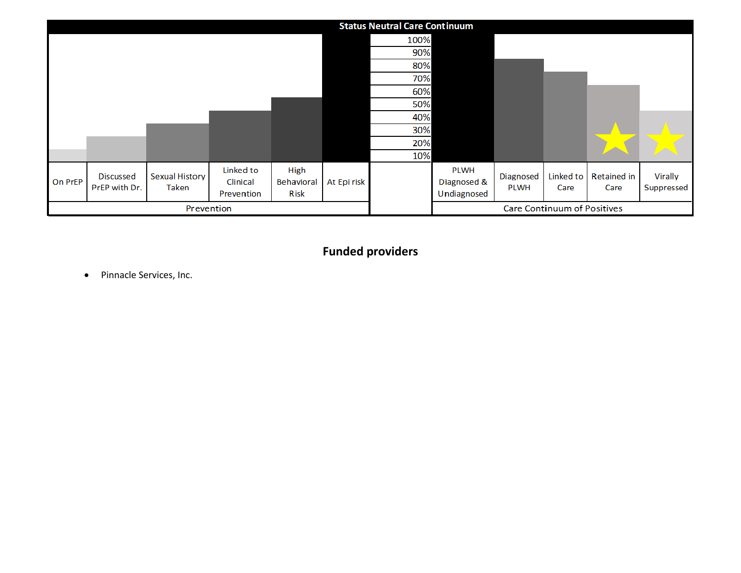Status Neutral Care Continuum

100%
90%
80%
70%
60%
50%
40%
30%
20%
10%

On PrEP
Discussed PrEP with Dr.
Sexual History Taken
Linked to Clinical Prevention
High Behavioral Risk
At Epi risk

PLWH Diagnosed & Undiagnosed
Diagnosed PLWH
Linked to Care
Retained in Care
Virally Suppressed

Prevention

Care Continuum of Positives

## Funded providers

- Pinnacle Services, Inc.